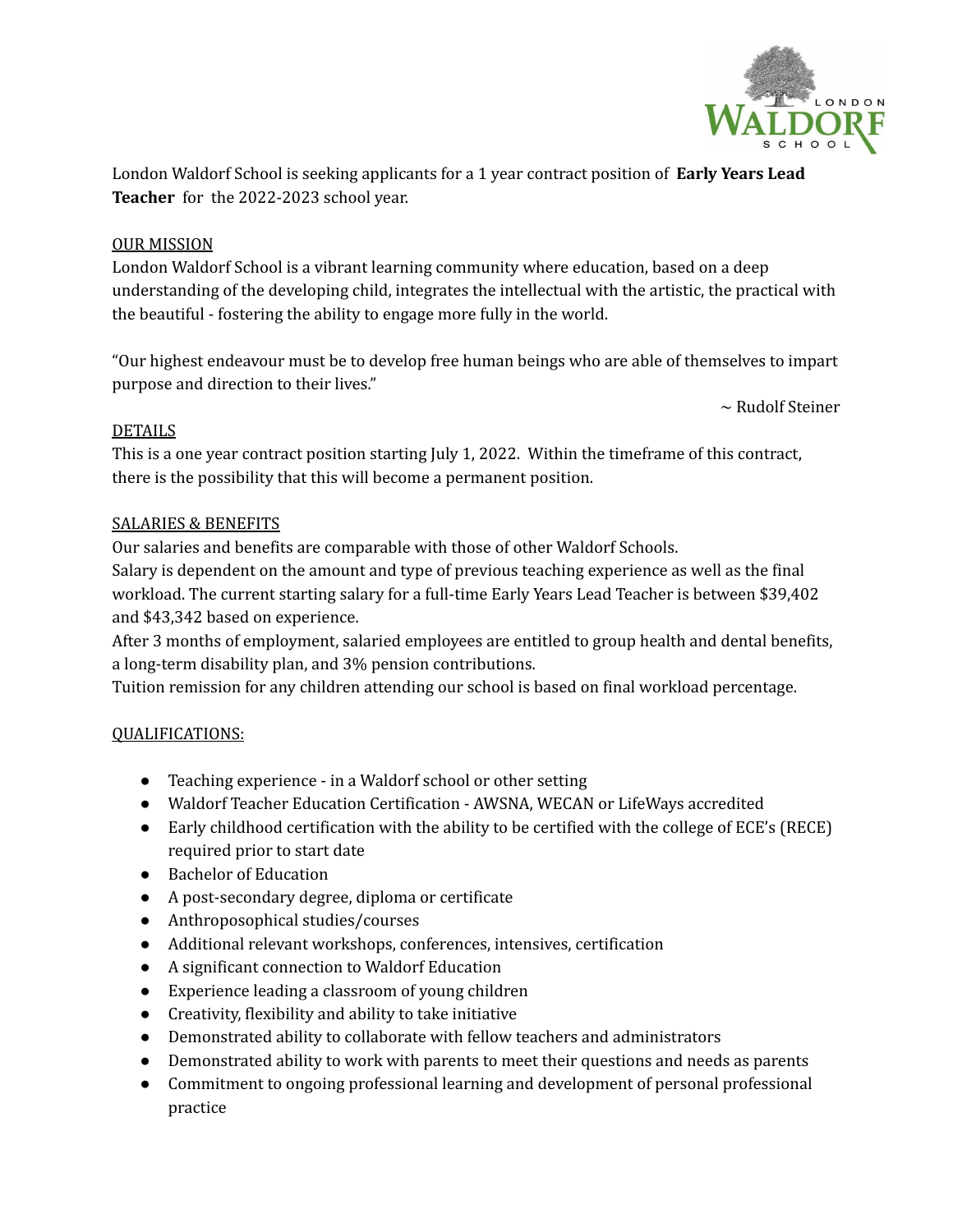London Waldorf School is seeking applicants for a 1 year contract position of **Early Years Lead Teacher** for the 2022-2023 school year.

## OUR MISSION

London Waldorf School is a vibrant learning community where education, based on a deep understanding of the developing child, integrates the intellectual with the artistic, the practical with the beautiful - fostering the ability to engage more fully in the world.

"Our highest endeavour must be to develop free human beings who are able of themselves to impart purpose and direction to their lives."

~ Rudolf Steiner

## DETAILS

This is a one year contract position starting July 1, 2022. Within the timeframe of this contract, there is the possibility that this will become a permanent position.

## SALARIES & BENEFITS

Our salaries and benefits are comparable with those of other Waldorf Schools.

Salary is dependent on the amount and type of previous teaching experience as well as the final workload. The current starting salary for a full-time Early Years Lead Teacher is between $39,402 and $43,342 based on experience.

After 3 months of employment, salaried employees are entitled to group health and dental benefits, a long-term disability plan, and 3% pension contributions.

Tuition remission for any children attending our school is based on final workload percentage.

## QUALIFICATIONS:

- Teaching experience - in a Waldorf school or other setting
- Waldorf Teacher Education Certification - AWSNA, WECAN or LifeWays accredited
- Early childhood certification with the ability to be certified with the college of ECE's (RECE) required prior to start date
- Bachelor of Education
- A post-secondary degree, diploma or certificate
- Anthroposophical studies/courses
- Additional relevant workshops, conferences, intensives, certification
- A significant connection to Waldorf Education
- Experience leading a classroom of young children
- Creativity, flexibility and ability to take initiative
- Demonstrated ability to collaborate with fellow teachers and administrators
- Demonstrated ability to work with parents to meet their questions and needs as parents
- Commitment to ongoing professional learning and development of personal professional practice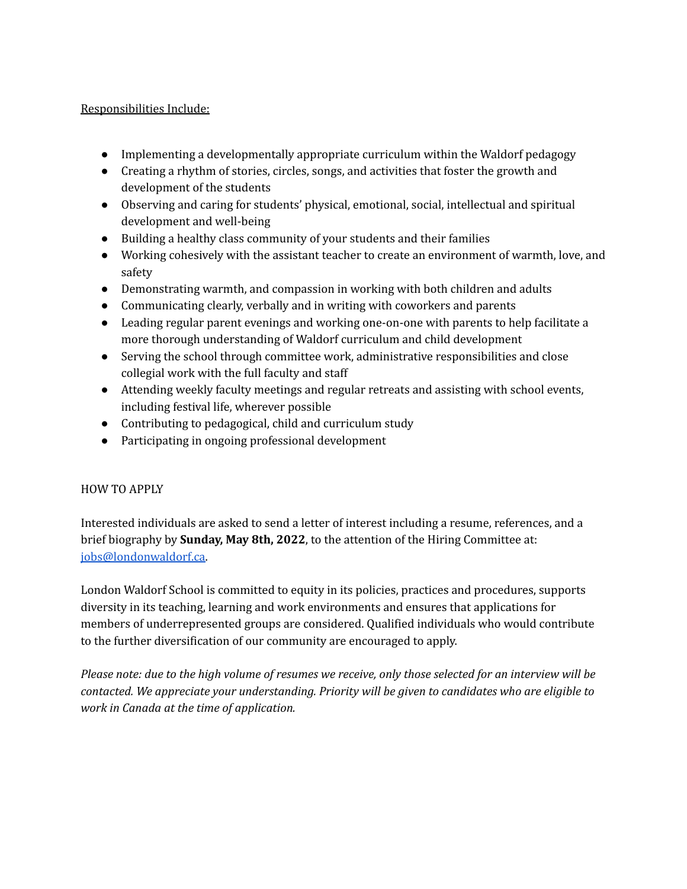Responsibilities Include:

- Implementing a developmentally appropriate curriculum within the Waldorf pedagogy
- Creating a rhythm of stories, circles, songs, and activities that foster the growth and development of the students
- Observing and caring for students' physical, emotional, social, intellectual and spiritual development and well-being
- Building a healthy class community of your students and their families
- Working cohesively with the assistant teacher to create an environment of warmth, love, and safety
- Demonstrating warmth, and compassion in working with both children and adults
- Communicating clearly, verbally and in writing with coworkers and parents
- Leading regular parent evenings and working one-on-one with parents to help facilitate a more thorough understanding of Waldorf curriculum and child development
- Serving the school through committee work, administrative responsibilities and close collegial work with the full faculty and staff
- Attending weekly faculty meetings and regular retreats and assisting with school events, including festival life, wherever possible
- Contributing to pedagogical, child and curriculum study
- Participating in ongoing professional development

HOW TO APPLY

Interested individuals are asked to send a letter of interest including a resume, references, and a brief biography by **Sunday, May 8th, 2022**, to the attention of the Hiring Committee at: [jobs@londonwaldorf.ca](mailto:jobs@londonwaldorf.ca).

London Waldorf School is committed to equity in its policies, practices and procedures, supports diversity in its teaching, learning and work environments and ensures that applications for members of underrepresented groups are considered. Qualified individuals who would contribute to the further diversification of our community are encouraged to apply.

*Please note: due to the high volume of resumes we receive, only those selected for an interview will be contacted. We appreciate your understanding. Priority will be given to candidates who are eligible to work in Canada at the time of application.*